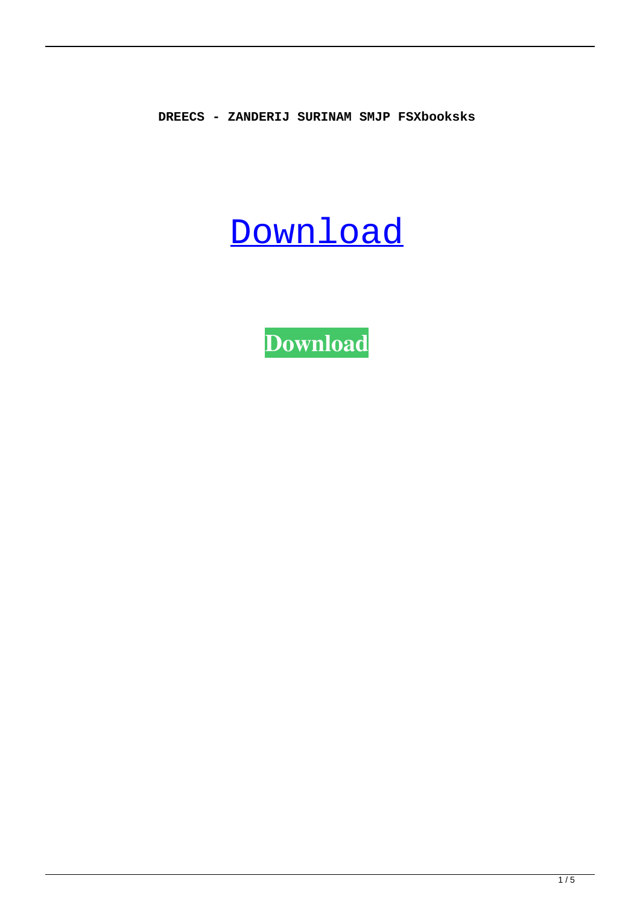**DREECS - ZANDERIJ SURINAM SMJP FSXbooksks**

Download

**Download**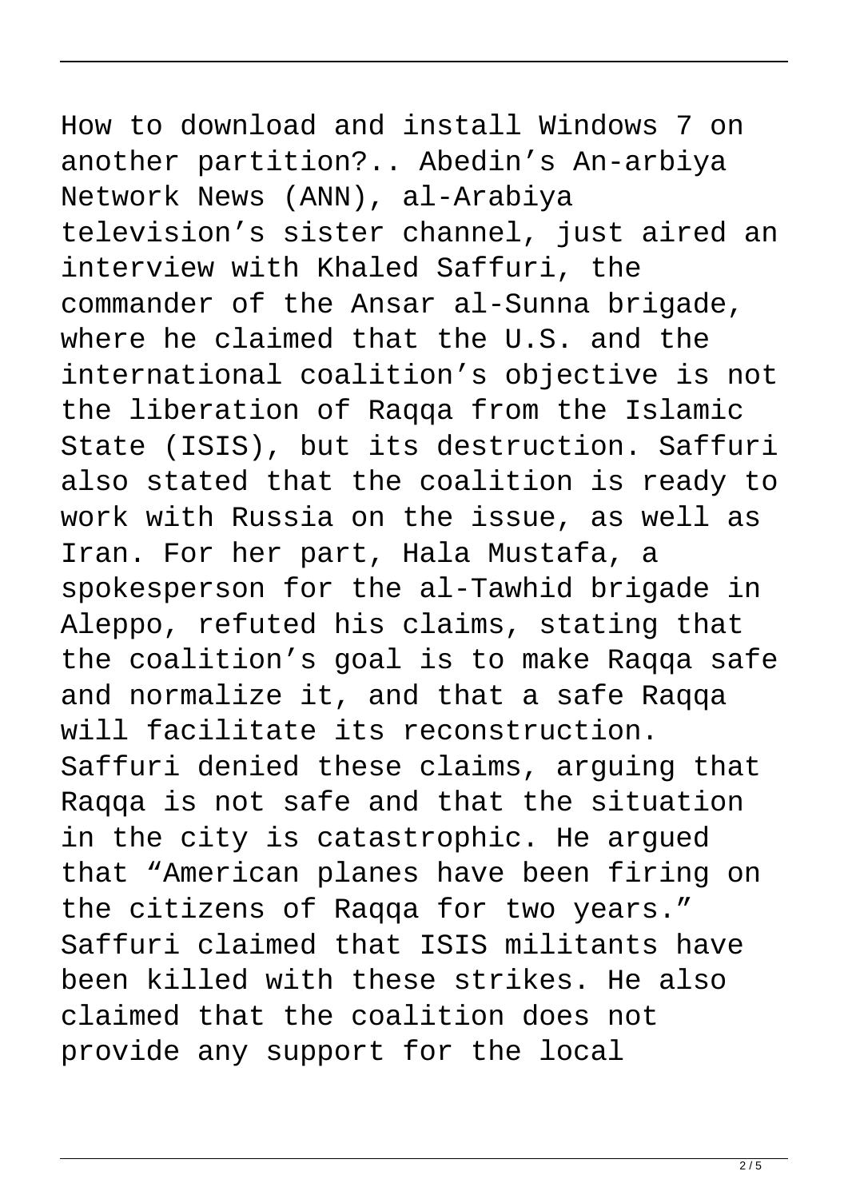How to download and install Windows 7 on another partition?.. Abedin’s An-arbiya Network News (ANN), al-Arabiya television’s sister channel, just aired an interview with Khaled Saffuri, the commander of the Ansar al-Sunna brigade, where he claimed that the U.S. and the international coalition’s objective is not the liberation of Raqqa from the Islamic State (ISIS), but its destruction. Saffuri also stated that the coalition is ready to work with Russia on the issue, as well as Iran. For her part, Hala Mustafa, a spokesperson for the al-Tawhid brigade in Aleppo, refuted his claims, stating that the coalition’s goal is to make Raqqa safe and normalize it, and that a safe Raqqa will facilitate its reconstruction. Saffuri denied these claims, arguing that Raqqa is not safe and that the situation in the city is catastrophic. He argued that “American planes have been firing on the citizens of Raqqa for two years.” Saffuri claimed that ISIS militants have been killed with these strikes. He also claimed that the coalition does not provide any support for the local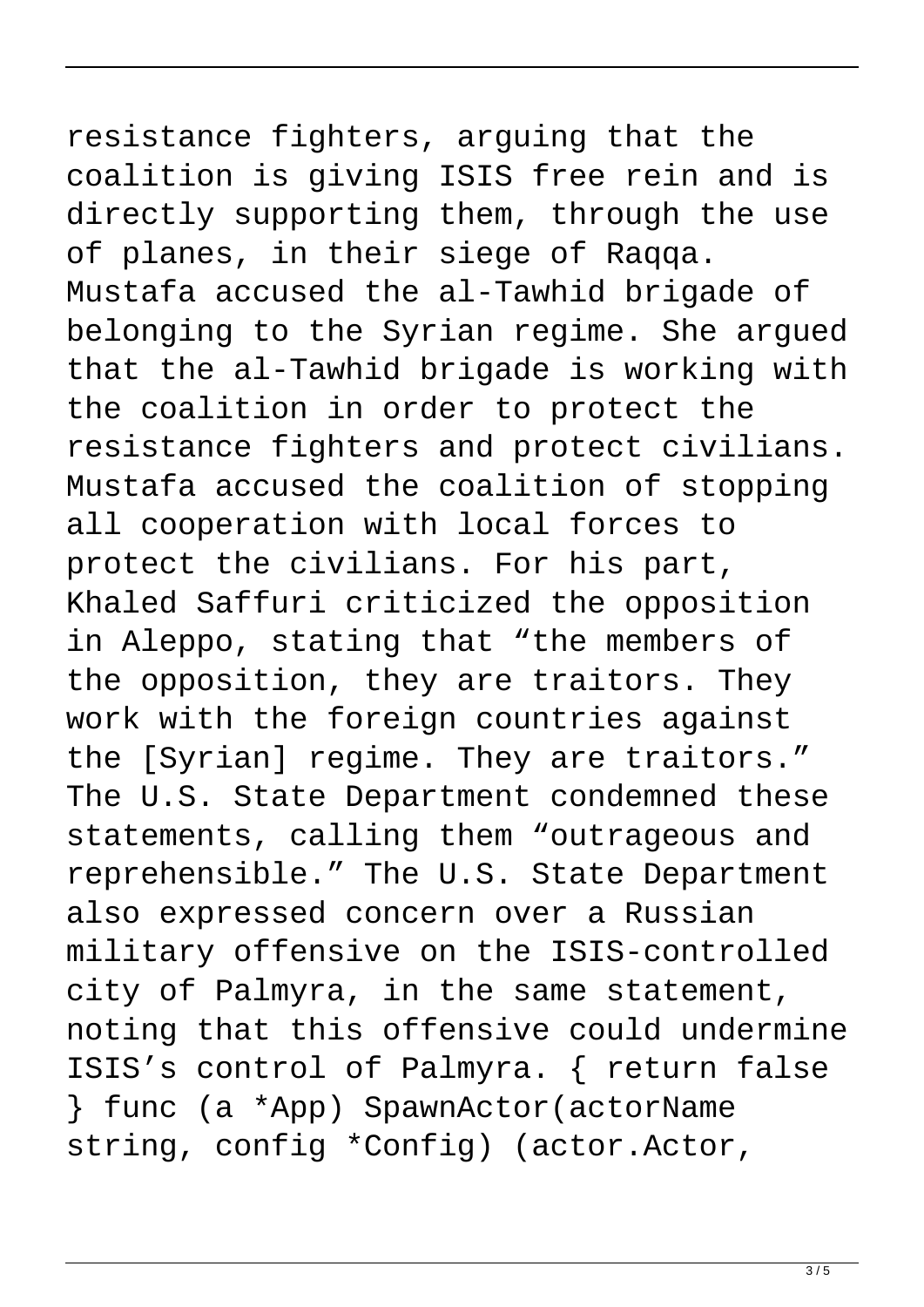resistance fighters, arguing that the coalition is giving ISIS free rein and is directly supporting them, through the use of planes, in their siege of Raqqa. Mustafa accused the al-Tawhid brigade of belonging to the Syrian regime. She argued that the al-Tawhid brigade is working with the coalition in order to protect the resistance fighters and protect civilians. Mustafa accused the coalition of stopping all cooperation with local forces to protect the civilians. For his part, Khaled Saffuri criticized the opposition in Aleppo, stating that "the members of the opposition, they are traitors. They work with the foreign countries against the [Syrian] regime. They are traitors." The U.S. State Department condemned these statements, calling them "outrageous and reprehensible." The U.S. State Department also expressed concern over a Russian military offensive on the ISIS-controlled city of Palmyra, in the same statement, noting that this offensive could undermine ISIS's control of Palmyra. { return false } func (a *App) SpawnActor(actorName string, config *Config) (actor.Actor,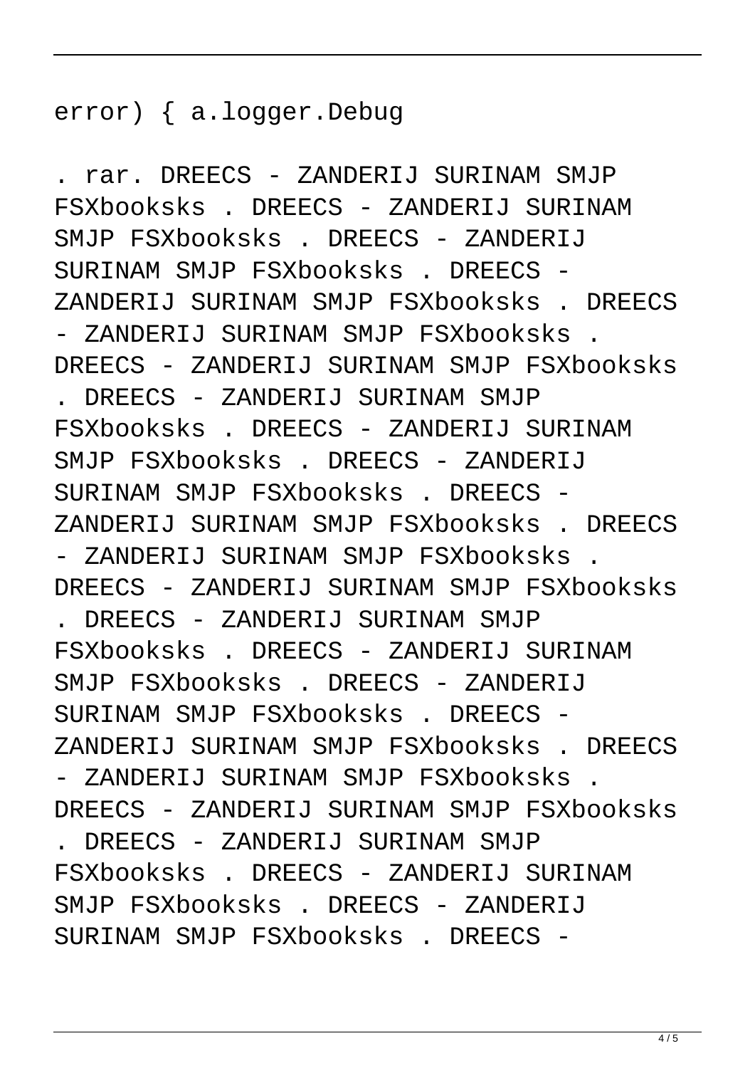error) { a.logger.Debug

. rar. DREECS - ZANDERIJ SURINAM SMJP FSXbooksks . DREECS - ZANDERIJ SURINAM SMJP FSXbooksks . DREECS - ZANDERIJ SURINAM SMJP FSXbooksks . DREECS - ZANDERIJ SURINAM SMJP FSXbooksks . DREECS - ZANDERIJ SURINAM SMJP FSXbooksks . DREECS - ZANDERIJ SURINAM SMJP FSXbooksks . DREECS - ZANDERIJ SURINAM SMJP FSXbooksks . DREECS - ZANDERIJ SURINAM SMJP FSXbooksks . DREECS - ZANDERIJ SURINAM SMJP FSXbooksks . DREECS - ZANDERIJ SURINAM SMJP FSXbooksks . DREECS - ZANDERIJ SURINAM SMJP FSXbooksks . DREECS - ZANDERIJ SURINAM SMJP FSXbooksks . DREECS - ZANDERIJ SURINAM SMJP FSXbooksks . DREECS - ZANDERIJ SURINAM SMJP FSXbooksks . DREECS - ZANDERIJ SURINAM SMJP FSXbooksks . DREECS - ZANDERIJ SURINAM SMJP FSXbooksks . DREECS - ZANDERIJ SURINAM SMJP FSXbooksks . DREECS - ZANDERIJ SURINAM SMJP FSXbooksks . DREECS - ZANDERIJ SURINAM SMJP FSXbooksks . DREECS - ZANDERIJ SURINAM SMJP FSXbooksks . DREECS - ZANDERIJ SURINAM SMJP FSXbooksks . DREECS -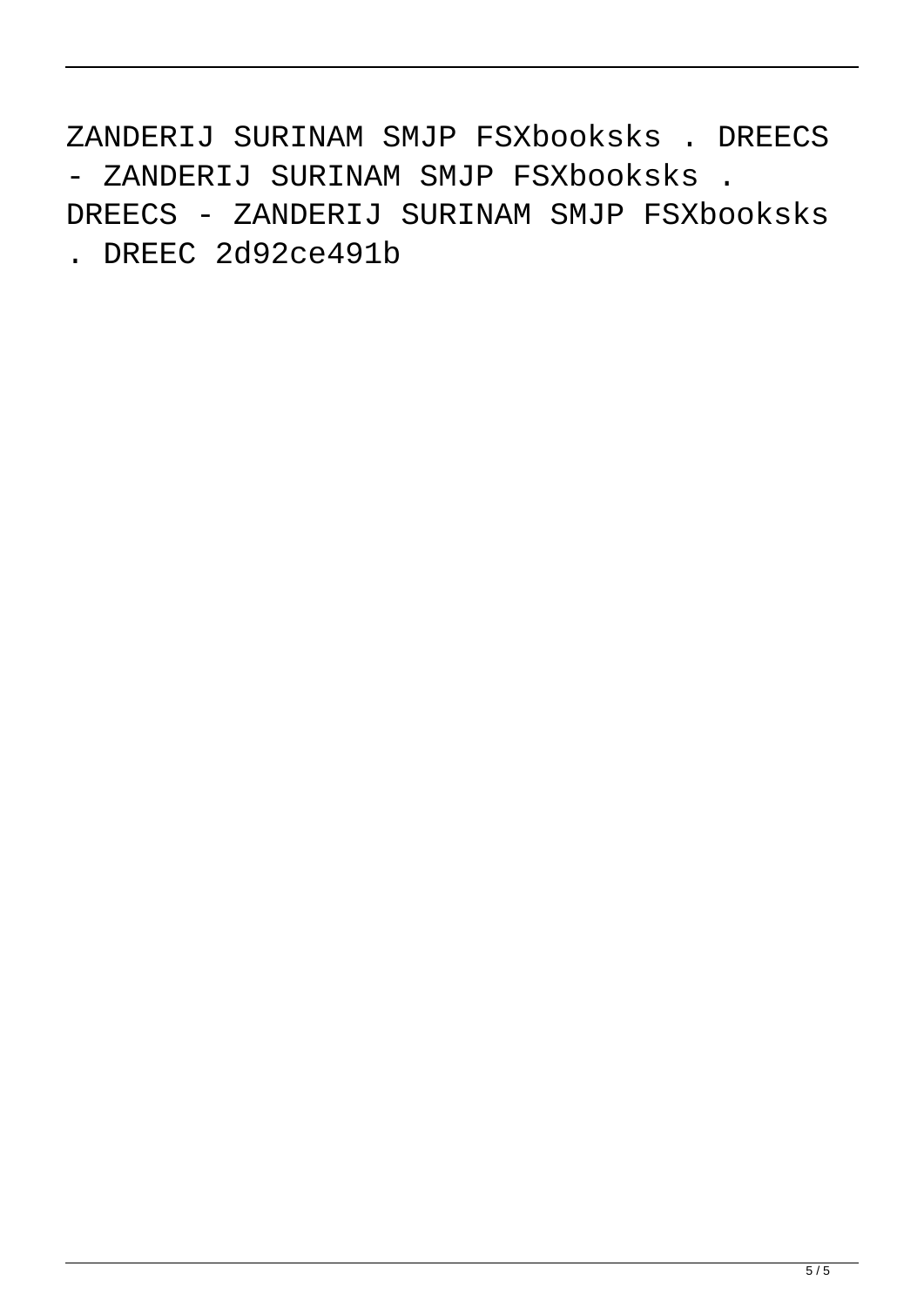ZANDERIJ SURINAM SMJP FSXbooksks . DREECS - ZANDERIJ SURINAM SMJP FSXbooksks . DREECS - ZANDERIJ SURINAM SMJP FSXbooksks . DREEC 2d92ce491b